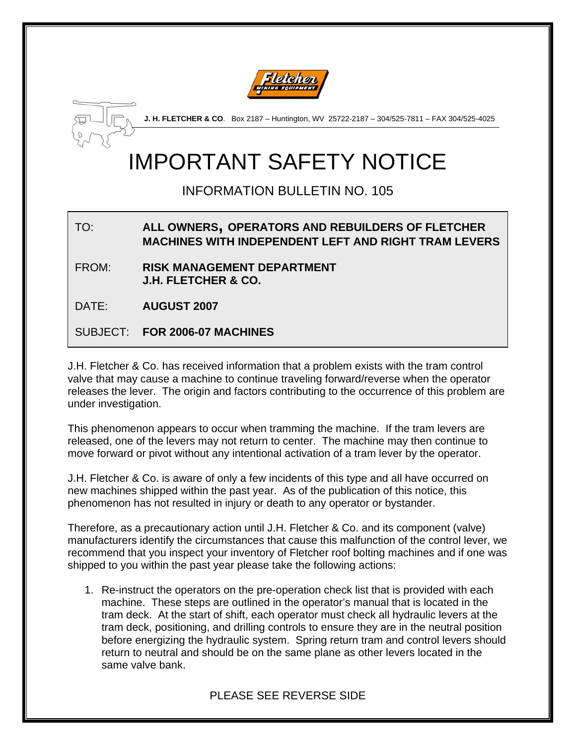**J. H. FLETCHER & CO**. Box 2187 – Huntington, WV 25722-2187 – 304/525-7811 – FAX 304/525-4025

# IMPORTANT SAFETY NOTICE

## INFORMATION BULLETIN NO. 105

TO: **ALL OWNERS, OPERATORS AND REBUILDERS OF FLETCHER MACHINES WITH INDEPENDENT LEFT AND RIGHT TRAM LEVERS**

FROM: **RISK MANAGEMENT DEPARTMENT J.H. FLETCHER & CO.**

DATE: **AUGUST 2007**

SUBJECT: **FOR 2006-07 MACHINES**

J.H. Fletcher & Co. has received information that a problem exists with the tram control valve that may cause a machine to continue traveling forward/reverse when the operator releases the lever. The origin and factors contributing to the occurrence of this problem are under investigation.

This phenomenon appears to occur when tramming the machine. If the tram levers are released, one of the levers may not return to center. The machine may then continue to move forward or pivot without any intentional activation of a tram lever by the operator.

J.H. Fletcher & Co. is aware of only a few incidents of this type and all have occurred on new machines shipped within the past year. As of the publication of this notice, this phenomenon has not resulted in injury or death to any operator or bystander.

Therefore, as a precautionary action until J.H. Fletcher & Co. and its component (valve) manufacturers identify the circumstances that cause this malfunction of the control lever, we recommend that you inspect your inventory of Fletcher roof bolting machines and if one was shipped to you within the past year please take the following actions:

1. Re-instruct the operators on the pre-operation check list that is provided with each machine. These steps are outlined in the operator's manual that is located in the tram deck. At the start of shift, each operator must check all hydraulic levers at the tram deck, positioning, and drilling controls to ensure they are in the neutral position before energizing the hydraulic system. Spring return tram and control levers should return to neutral and should be on the same plane as other levers located in the same valve bank.

PLEASE SEE REVERSE SIDE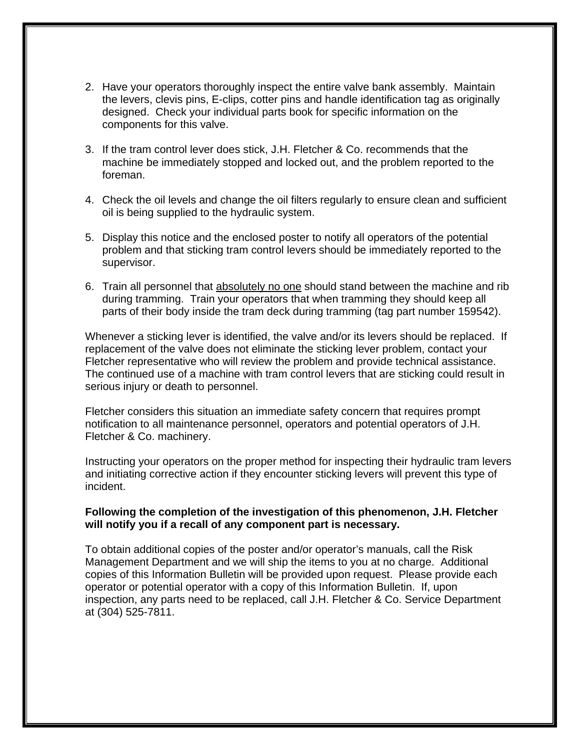2. Have your operators thoroughly inspect the entire valve bank assembly. Maintain the levers, clevis pins, E-clips, cotter pins and handle identification tag as originally designed. Check your individual parts book for specific information on the components for this valve.

3. If the tram control lever does stick, J.H. Fletcher & Co. recommends that the machine be immediately stopped and locked out, and the problem reported to the foreman.

4. Check the oil levels and change the oil filters regularly to ensure clean and sufficient oil is being supplied to the hydraulic system.

5. Display this notice and the enclosed poster to notify all operators of the potential problem and that sticking tram control levers should be immediately reported to the supervisor.

6. Train all personnel that <u>absolutely no one</u> should stand between the machine and rib during tramming. Train your operators that when tramming they should keep all parts of their body inside the tram deck during tramming (tag part number 159542).

Whenever a sticking lever is identified, the valve and/or its levers should be replaced. If replacement of the valve does not eliminate the sticking lever problem, contact your Fletcher representative who will review the problem and provide technical assistance. The continued use of a machine with tram control levers that are sticking could result in serious injury or death to personnel.

Fletcher considers this situation an immediate safety concern that requires prompt notification to all maintenance personnel, operators and potential operators of J.H. Fletcher & Co. machinery.

Instructing your operators on the proper method for inspecting their hydraulic tram levers and initiating corrective action if they encounter sticking levers will prevent this type of incident.

**Following the completion of the investigation of this phenomenon, J.H. Fletcher will notify you if a recall of any component part is necessary.**

To obtain additional copies of the poster and/or operator's manuals, call the Risk Management Department and we will ship the items to you at no charge. Additional copies of this Information Bulletin will be provided upon request. Please provide each operator or potential operator with a copy of this Information Bulletin. If, upon inspection, any parts need to be replaced, call J.H. Fletcher & Co. Service Department at (304) 525-7811.